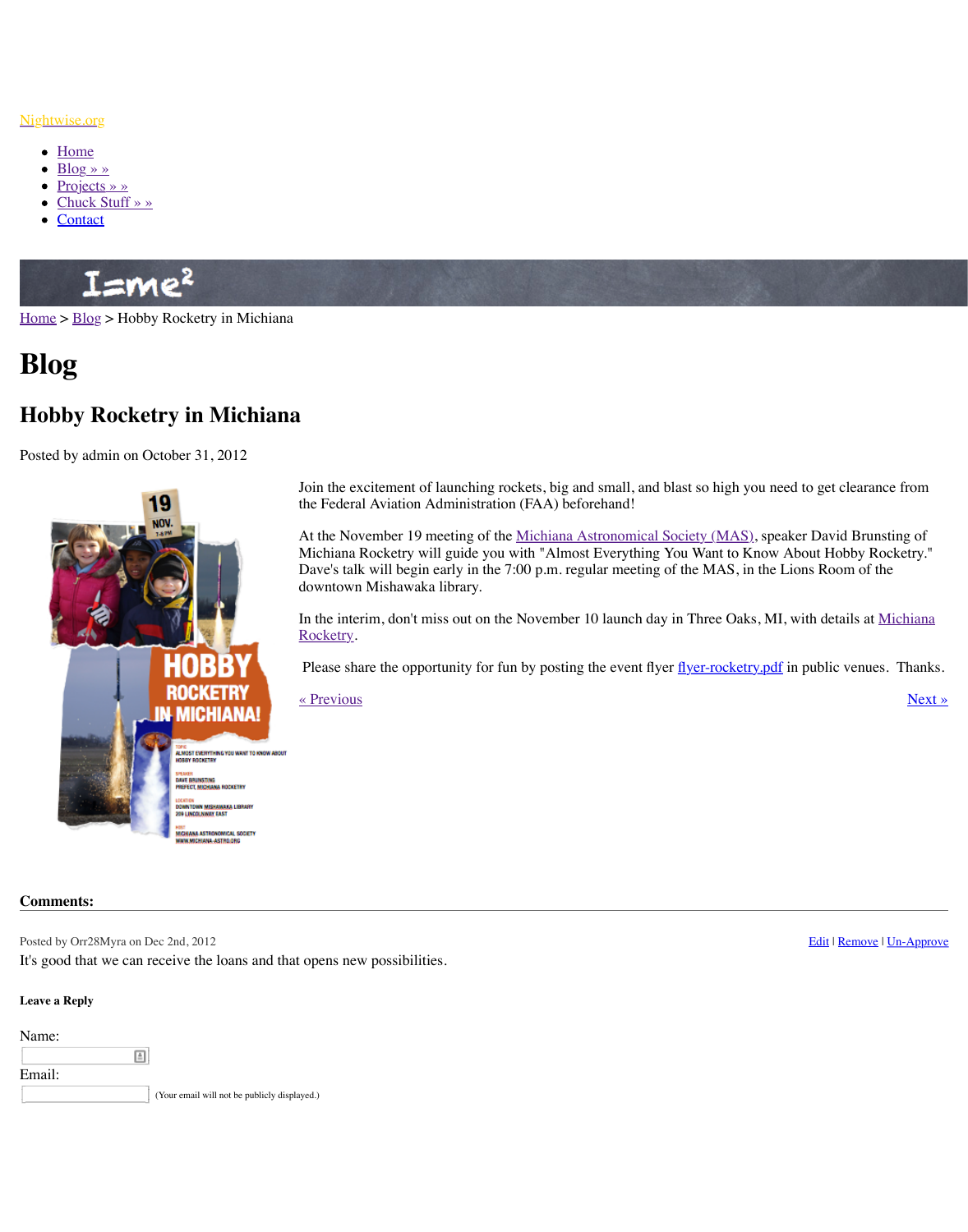Nightwise.org

- Home
- Blog » »
- Projects » »
- Chuck Stuff » »
- Contact

Home > Blog > Hobby Rocketry in Michiana

# Blog

## Hobby Rocketry in Michiana

Posted by admin on October 31, 2012

Join the excitement of launching rockets, big and small, and blast so high you need to get clearance from the Federal Aviation Administration (FAA) beforehand!

At the November 19 meeting of the Michiana Astronomical Society (MAS), speaker David Brunsting of Michiana Rocketry will guide you with "Almost Everything You Want to Know About Hobby Rocketry." Dave's talk will begin early in the 7:00 p.m. regular meeting of the MAS, in the Lions Room of the downtown Mishawaka library.

In the interim, don't miss out on the November 10 launch day in Three Oaks, MI, with details at Michiana Rocketry.

Please share the opportunity for fun by posting the event flyer flyer-rocketry.pdf in public venues. Thanks.

« Previous | Next »

**Comments:**

Posted by Orr28Myra on Dec 2nd, 2012 — Edit | Remove | Un-Approve

It's good that we can receive the loans and that opens new possibilities.

**Leave a Reply**

Name:

Email:

(Your email will not be publicly displayed.)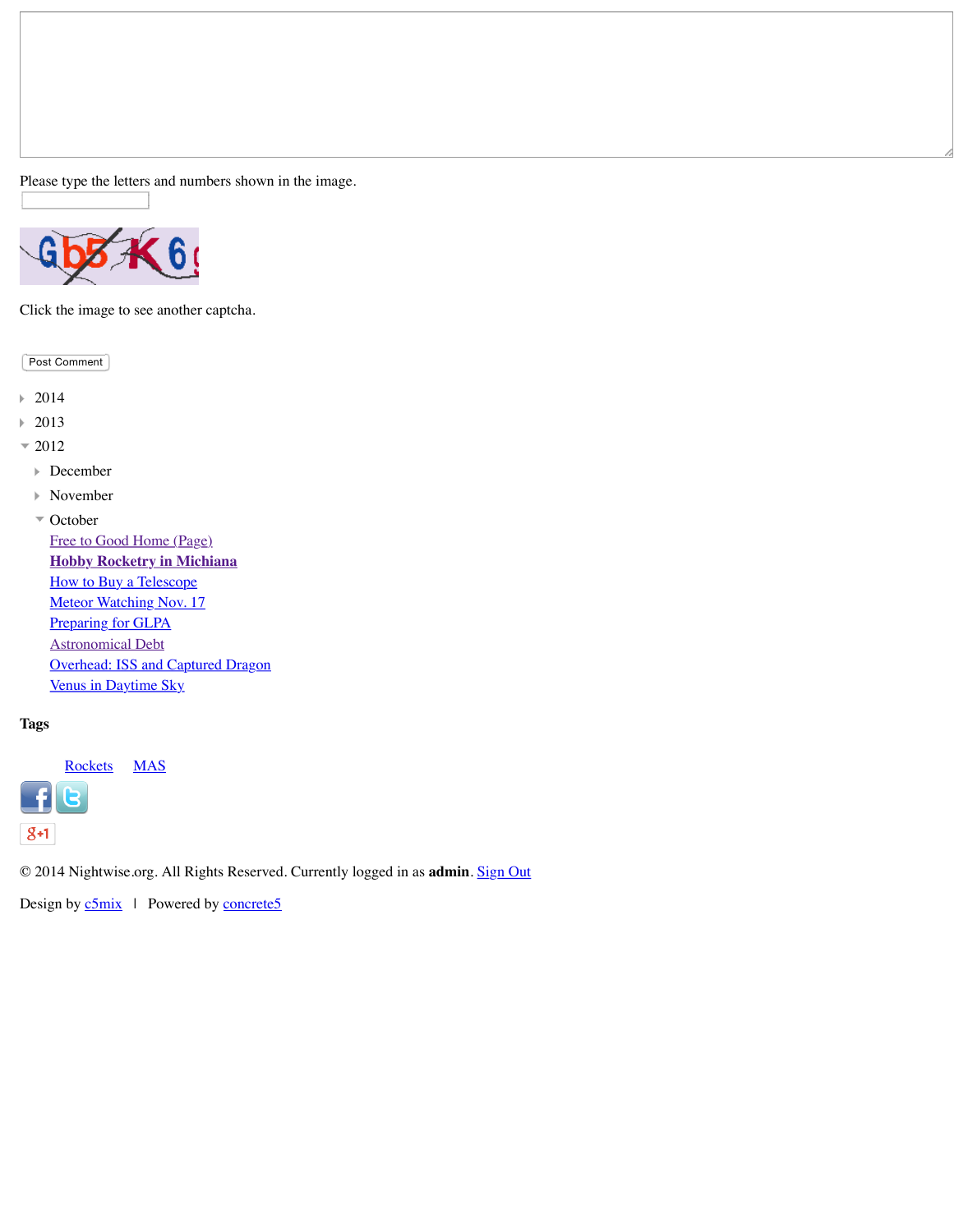Please type the letters and numbers shown in the image.

Click the image to see another captcha.

Post Comment

- 2014
- 2013
- 2012
  - December
  - November
  - October
    - [Free to Good Home (Page)]
    - **[Hobby Rocketry in Michiana]**
    - [How to Buy a Telescope]
    - [Meteor Watching Nov. 17]
    - [Preparing for GLPA]
    - [Astronomical Debt]
    - [Overhead: ISS and Captured Dragon]
    - [Venus in Daytime Sky]

**Tags**

Rockets MAS

© 2014 Nightwise.org. All Rights Reserved. Currently logged in as **admin**. Sign Out

Design by c5mix | Powered by concrete5